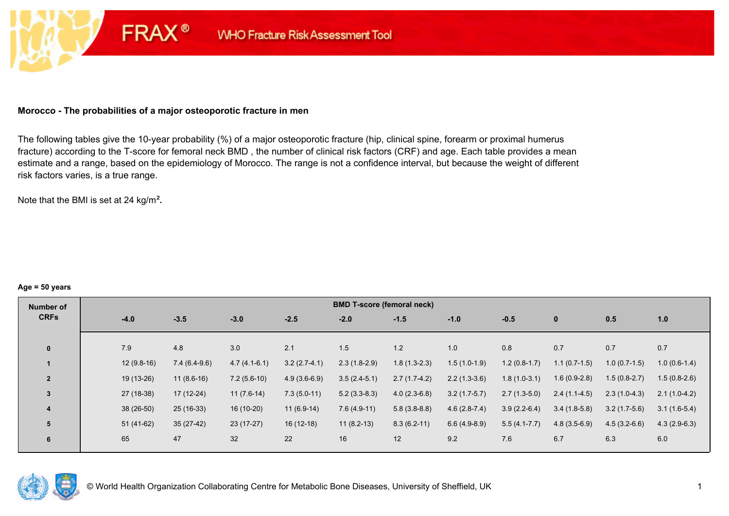FRAX® WHO Fracture Risk Assessment Tool

## Morocco - The probabilities of a major osteoporotic fracture in men

The following tables give the 10-year probability (%) of a major osteoporotic fracture (hip, clinical spine, forearm or proximal humerus fracture) according to the T-score for femoral neck BMD , the number of clinical risk factors (CRF) and age. Each table provides a mean estimate and a range, based on the epidemiology of Morocco. The range is not a confidence interval, but because the weight of different risk factors varies, is a true range.

Note that the BMI is set at 24 kg/m$^2$.

**Age = 50 years**

| Number of CRFs | BMD T-score (femoral neck) | | | | | | | | | | |
|---|---|---|---|---|---|---|---|---|---|---|---|
| | -4.0 | -3.5 | -3.0 | -2.5 | -2.0 | -1.5 | -1.0 | -0.5 | 0 | 0.5 | 1.0 |
| 0 | 7.9 | 4.8 | 3.0 | 2.1 | 1.5 | 1.2 | 1.0 | 0.8 | 0.7 | 0.7 | 0.7 |
| 1 | 12 (9.8-16) | 7.4 (6.4-9.6) | 4.7 (4.1-6.1) | 3.2 (2.7-4.1) | 2.3 (1.8-2.9) | 1.8 (1.3-2.3) | 1.5 (1.0-1.9) | 1.2 (0.8-1.7) | 1.1 (0.7-1.5) | 1.0 (0.7-1.5) | 1.0 (0.6-1.4) |
| 2 | 19 (13-26) | 11 (8.6-16) | 7.2 (5.6-10) | 4.9 (3.6-6.9) | 3.5 (2.4-5.1) | 2.7 (1.7-4.2) | 2.2 (1.3-3.6) | 1.8 (1.0-3.1) | 1.6 (0.9-2.8) | 1.5 (0.8-2.7) | 1.5 (0.8-2.6) |
| 3 | 27 (18-38) | 17 (12-24) | 11 (7.6-14) | 7.3 (5.0-11) | 5.2 (3.3-8.3) | 4.0 (2.3-6.8) | 3.2 (1.7-5.7) | 2.7 (1.3-5.0) | 2.4 (1.1-4.5) | 2.3 (1.0-4.3) | 2.1 (1.0-4.2) |
| 4 | 38 (26-50) | 25 (16-33) | 16 (10-20) | 11 (6.9-14) | 7.6 (4.9-11) | 5.8 (3.8-8.8) | 4.6 (2.8-7.4) | 3.9 (2.2-6.4) | 3.4 (1.8-5.8) | 3.2 (1.7-5.6) | 3.1 (1.6-5.4) |
| 5 | 51 (41-62) | 35 (27-42) | 23 (17-27) | 16 (12-18) | 11 (8.2-13) | 8.3 (6.2-11) | 6.6 (4.9-8.9) | 5.5 (4.1-7.7) | 4.8 (3.5-6.9) | 4.5 (3.2-6.6) | 4.3 (2.9-6.3) |
| 6 | 65 | 47 | 32 | 22 | 16 | 12 | 9.2 | 7.6 | 6.7 | 6.3 | 6.0 |

© World Health Organization Collaborating Centre for Metabolic Bone Diseases, University of Sheffield, UK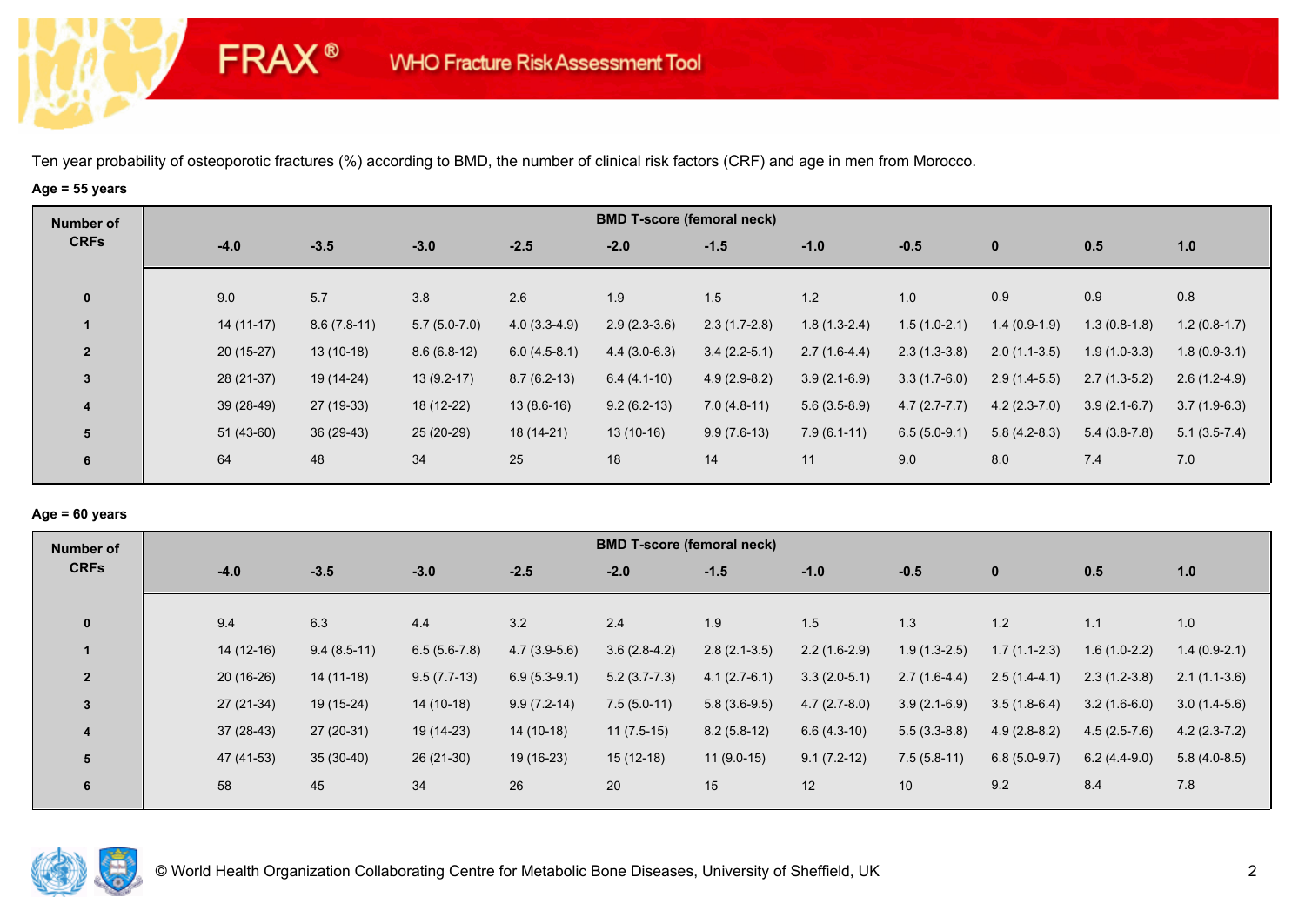Ten year probability of osteoporotic fractures (%) according to BMD, the number of clinical risk factors (CRF) and age in men from Morocco.

**Age = 55 years**

| Number of CRFs | BMD T-score (femoral neck) | | | | | | | | | | |
|---|---|---|---|---|---|---|---|---|---|---|---|
| | -4.0 | -3.5 | -3.0 | -2.5 | -2.0 | -1.5 | -1.0 | -0.5 | 0 | 0.5 | 1.0 |
| 0 | 9.0 | 5.7 | 3.8 | 2.6 | 1.9 | 1.5 | 1.2 | 1.0 | 0.9 | 0.9 | 0.8 |
| 1 | 14 (11-17) | 8.6 (7.8-11) | 5.7 (5.0-7.0) | 4.0 (3.3-4.9) | 2.9 (2.3-3.6) | 2.3 (1.7-2.8) | 1.8 (1.3-2.4) | 1.5 (1.0-2.1) | 1.4 (0.9-1.9) | 1.3 (0.8-1.8) | 1.2 (0.8-1.7) |
| 2 | 20 (15-27) | 13 (10-18) | 8.6 (6.8-12) | 6.0 (4.5-8.1) | 4.4 (3.0-6.3) | 3.4 (2.2-5.1) | 2.7 (1.6-4.4) | 2.3 (1.3-3.8) | 2.0 (1.1-3.5) | 1.9 (1.0-3.3) | 1.8 (0.9-3.1) |
| 3 | 28 (21-37) | 19 (14-24) | 13 (9.2-17) | 8.7 (6.2-13) | 6.4 (4.1-10) | 4.9 (2.9-8.2) | 3.9 (2.1-6.9) | 3.3 (1.7-6.0) | 2.9 (1.4-5.5) | 2.7 (1.3-5.2) | 2.6 (1.2-4.9) |
| 4 | 39 (28-49) | 27 (19-33) | 18 (12-22) | 13 (8.6-16) | 9.2 (6.2-13) | 7.0 (4.8-11) | 5.6 (3.5-8.9) | 4.7 (2.7-7.7) | 4.2 (2.3-7.0) | 3.9 (2.1-6.7) | 3.7 (1.9-6.3) |
| 5 | 51 (43-60) | 36 (29-43) | 25 (20-29) | 18 (14-21) | 13 (10-16) | 9.9 (7.6-13) | 7.9 (6.1-11) | 6.5 (5.0-9.1) | 5.8 (4.2-8.3) | 5.4 (3.8-7.8) | 5.1 (3.5-7.4) |
| 6 | 64 | 48 | 34 | 25 | 18 | 14 | 11 | 9.0 | 8.0 | 7.4 | 7.0 |

**Age = 60 years**

| Number of CRFs | BMD T-score (femoral neck) | | | | | | | | | | |
|---|---|---|---|---|---|---|---|---|---|---|---|
| | -4.0 | -3.5 | -3.0 | -2.5 | -2.0 | -1.5 | -1.0 | -0.5 | 0 | 0.5 | 1.0 |
| 0 | 9.4 | 6.3 | 4.4 | 3.2 | 2.4 | 1.9 | 1.5 | 1.3 | 1.2 | 1.1 | 1.0 |
| 1 | 14 (12-16) | 9.4 (8.5-11) | 6.5 (5.6-7.8) | 4.7 (3.9-5.6) | 3.6 (2.8-4.2) | 2.8 (2.1-3.5) | 2.2 (1.6-2.9) | 1.9 (1.3-2.5) | 1.7 (1.1-2.3) | 1.6 (1.0-2.2) | 1.4 (0.9-2.1) |
| 2 | 20 (16-26) | 14 (11-18) | 9.5 (7.7-13) | 6.9 (5.3-9.1) | 5.2 (3.7-7.3) | 4.1 (2.7-6.1) | 3.3 (2.0-5.1) | 2.7 (1.6-4.4) | 2.5 (1.4-4.1) | 2.3 (1.2-3.8) | 2.1 (1.1-3.6) |
| 3 | 27 (21-34) | 19 (15-24) | 14 (10-18) | 9.9 (7.2-14) | 7.5 (5.0-11) | 5.8 (3.6-9.5) | 4.7 (2.7-8.0) | 3.9 (2.1-6.9) | 3.5 (1.8-6.4) | 3.2 (1.6-6.0) | 3.0 (1.4-5.6) |
| 4 | 37 (28-43) | 27 (20-31) | 19 (14-23) | 14 (10-18) | 11 (7.5-15) | 8.2 (5.8-12) | 6.6 (4.3-10) | 5.5 (3.3-8.8) | 4.9 (2.8-8.2) | 4.5 (2.5-7.6) | 4.2 (2.3-7.2) |
| 5 | 47 (41-53) | 35 (30-40) | 26 (21-30) | 19 (16-23) | 15 (12-18) | 11 (9.0-15) | 9.1 (7.2-12) | 7.5 (5.8-11) | 6.8 (5.0-9.7) | 6.2 (4.4-9.0) | 5.8 (4.0-8.5) |
| 6 | 58 | 45 | 34 | 26 | 20 | 15 | 12 | 10 | 9.2 | 8.4 | 7.8 |

© World Health Organization Collaborating Centre for Metabolic Bone Diseases, University of Sheffield, UK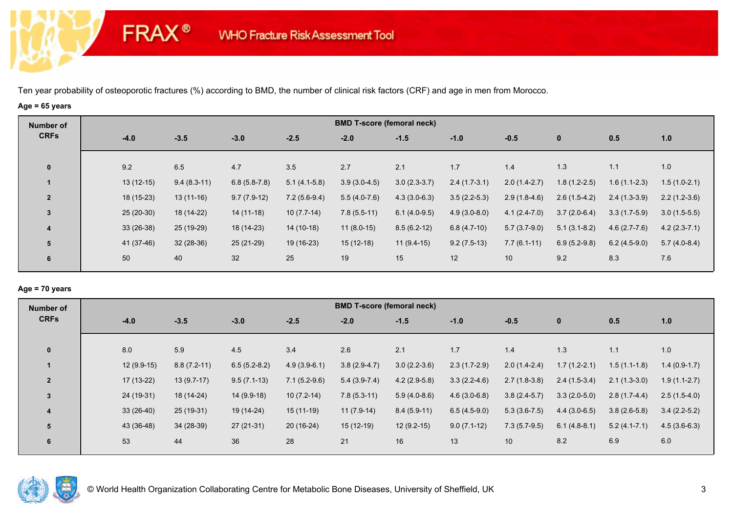FRAX® WHO Fracture Risk Assessment Tool

Ten year probability of osteoporotic fractures (%) according to BMD, the number of clinical risk factors (CRF) and age in men from Morocco.

**Age = 65 years**

| Number of CRFs | BMD T-score (femoral neck) | | | | | | | | | | |
|---|---|---|---|---|---|---|---|---|---|---|---|
| | -4.0 | -3.5 | -3.0 | -2.5 | -2.0 | -1.5 | -1.0 | -0.5 | 0 | 0.5 | 1.0 |
| 0 | 9.2 | 6.5 | 4.7 | 3.5 | 2.7 | 2.1 | 1.7 | 1.4 | 1.3 | 1.1 | 1.0 |
| 1 | 13 (12-15) | 9.4 (8.3-11) | 6.8 (5.8-7.8) | 5.1 (4.1-5.8) | 3.9 (3.0-4.5) | 3.0 (2.3-3.7) | 2.4 (1.7-3.1) | 2.0 (1.4-2.7) | 1.8 (1.2-2.5) | 1.6 (1.1-2.3) | 1.5 (1.0-2.1) |
| 2 | 18 (15-23) | 13 (11-16) | 9.7 (7.9-12) | 7.2 (5.6-9.4) | 5.5 (4.0-7.6) | 4.3 (3.0-6.3) | 3.5 (2.2-5.3) | 2.9 (1.8-4.6) | 2.6 (1.5-4.2) | 2.4 (1.3-3.9) | 2.2 (1.2-3.6) |
| 3 | 25 (20-30) | 18 (14-22) | 14 (11-18) | 10 (7.7-14) | 7.8 (5.5-11) | 6.1 (4.0-9.5) | 4.9 (3.0-8.0) | 4.1 (2.4-7.0) | 3.7 (2.0-6.4) | 3.3 (1.7-5.9) | 3.0 (1.5-5.5) |
| 4 | 33 (26-38) | 25 (19-29) | 18 (14-23) | 14 (10-18) | 11 (8.0-15) | 8.5 (6.2-12) | 6.8 (4.7-10) | 5.7 (3.7-9.0) | 5.1 (3.1-8.2) | 4.6 (2.7-7.6) | 4.2 (2.3-7.1) |
| 5 | 41 (37-46) | 32 (28-36) | 25 (21-29) | 19 (16-23) | 15 (12-18) | 11 (9.4-15) | 9.2 (7.5-13) | 7.7 (6.1-11) | 6.9 (5.2-9.8) | 6.2 (4.5-9.0) | 5.7 (4.0-8.4) |
| 6 | 50 | 40 | 32 | 25 | 19 | 15 | 12 | 10 | 9.2 | 8.3 | 7.6 |

**Age = 70 years**

| Number of CRFs | BMD T-score (femoral neck) | | | | | | | | | | |
|---|---|---|---|---|---|---|---|---|---|---|---|
| | -4.0 | -3.5 | -3.0 | -2.5 | -2.0 | -1.5 | -1.0 | -0.5 | 0 | 0.5 | 1.0 |
| 0 | 8.0 | 5.9 | 4.5 | 3.4 | 2.6 | 2.1 | 1.7 | 1.4 | 1.3 | 1.1 | 1.0 |
| 1 | 12 (9.9-15) | 8.8 (7.2-11) | 6.5 (5.2-8.2) | 4.9 (3.9-6.1) | 3.8 (2.9-4.7) | 3.0 (2.2-3.6) | 2.3 (1.7-2.9) | 2.0 (1.4-2.4) | 1.7 (1.2-2.1) | 1.5 (1.1-1.8) | 1.4 (0.9-1.7) |
| 2 | 17 (13-22) | 13 (9.7-17) | 9.5 (7.1-13) | 7.1 (5.2-9.6) | 5.4 (3.9-7.4) | 4.2 (2.9-5.8) | 3.3 (2.2-4.6) | 2.7 (1.8-3.8) | 2.4 (1.5-3.4) | 2.1 (1.3-3.0) | 1.9 (1.1-2.7) |
| 3 | 24 (19-31) | 18 (14-24) | 14 (9.9-18) | 10 (7.2-14) | 7.8 (5.3-11) | 5.9 (4.0-8.6) | 4.6 (3.0-6.8) | 3.8 (2.4-5.7) | 3.3 (2.0-5.0) | 2.8 (1.7-4.4) | 2.5 (1.5-4.0) |
| 4 | 33 (26-40) | 25 (19-31) | 19 (14-24) | 15 (11-19) | 11 (7.9-14) | 8.4 (5.9-11) | 6.5 (4.5-9.0) | 5.3 (3.6-7.5) | 4.4 (3.0-6.5) | 3.8 (2.6-5.8) | 3.4 (2.2-5.2) |
| 5 | 43 (36-48) | 34 (28-39) | 27 (21-31) | 20 (16-24) | 15 (12-19) | 12 (9.2-15) | 9.0 (7.1-12) | 7.3 (5.7-9.5) | 6.1 (4.8-8.1) | 5.2 (4.1-7.1) | 4.5 (3.6-6.3) |
| 6 | 53 | 44 | 36 | 28 | 21 | 16 | 13 | 10 | 8.2 | 6.9 | 6.0 |

© World Health Organization Collaborating Centre for Metabolic Bone Diseases, University of Sheffield, UK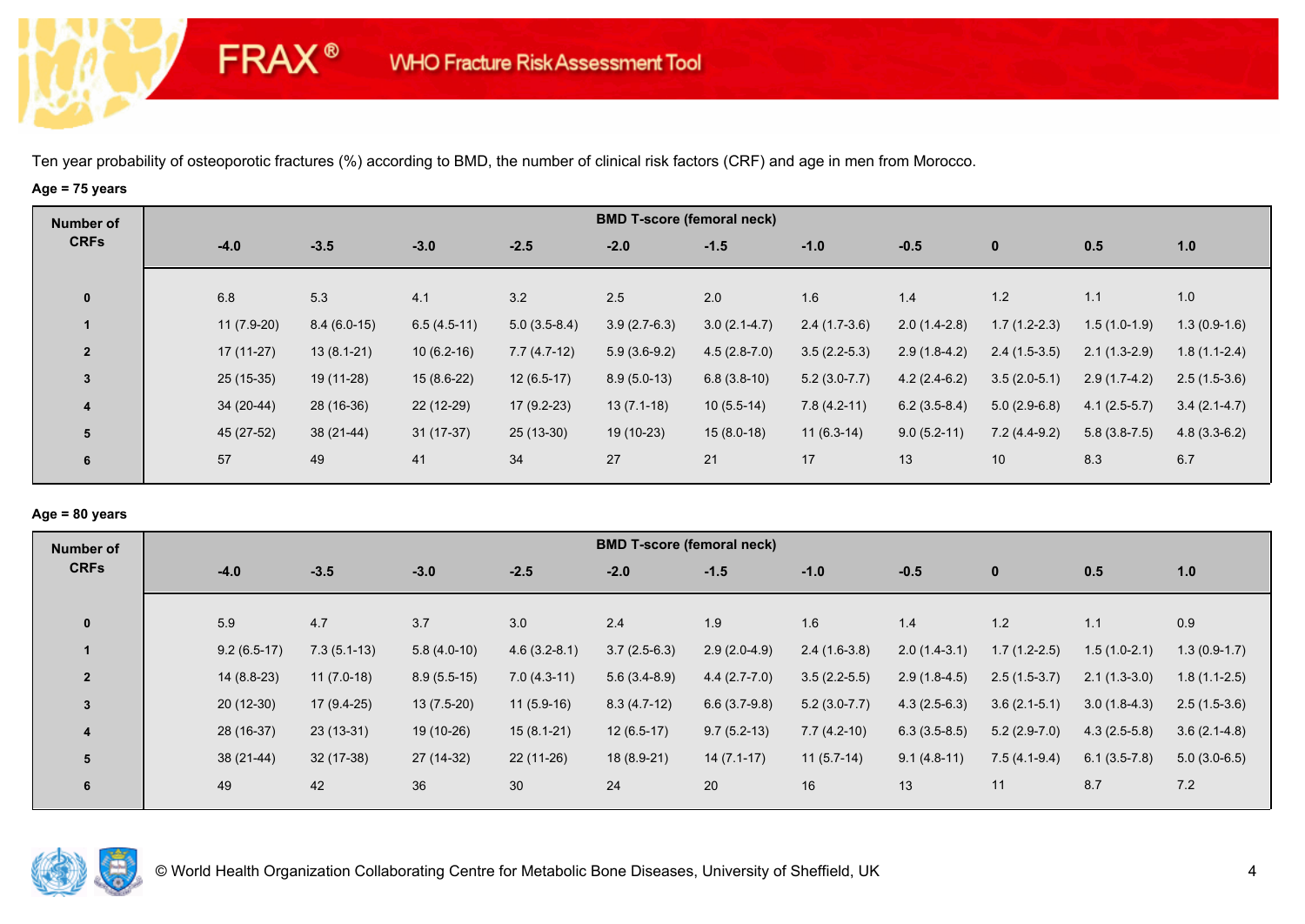FRAX® WHO Fracture Risk Assessment Tool

Ten year probability of osteoporotic fractures (%) according to BMD, the number of clinical risk factors (CRF) and age in men from Morocco.

**Age = 75 years**

| Number of CRFs | BMD T-score (femoral neck) | | | | | | | | | | |
|---|---|---|---|---|---|---|---|---|---|---|---|
| | -4.0 | -3.5 | -3.0 | -2.5 | -2.0 | -1.5 | -1.0 | -0.5 | 0 | 0.5 | 1.0 |
| 0 | 6.8 | 5.3 | 4.1 | 3.2 | 2.5 | 2.0 | 1.6 | 1.4 | 1.2 | 1.1 | 1.0 |
| 1 | 11 (7.9-20) | 8.4 (6.0-15) | 6.5 (4.5-11) | 5.0 (3.5-8.4) | 3.9 (2.7-6.3) | 3.0 (2.1-4.7) | 2.4 (1.7-3.6) | 2.0 (1.4-2.8) | 1.7 (1.2-2.3) | 1.5 (1.0-1.9) | 1.3 (0.9-1.6) |
| 2 | 17 (11-27) | 13 (8.1-21) | 10 (6.2-16) | 7.7 (4.7-12) | 5.9 (3.6-9.2) | 4.5 (2.8-7.0) | 3.5 (2.2-5.3) | 2.9 (1.8-4.2) | 2.4 (1.5-3.5) | 2.1 (1.3-2.9) | 1.8 (1.1-2.4) |
| 3 | 25 (15-35) | 19 (11-28) | 15 (8.6-22) | 12 (6.5-17) | 8.9 (5.0-13) | 6.8 (3.8-10) | 5.2 (3.0-7.7) | 4.2 (2.4-6.2) | 3.5 (2.0-5.1) | 2.9 (1.7-4.2) | 2.5 (1.5-3.6) |
| 4 | 34 (20-44) | 28 (16-36) | 22 (12-29) | 17 (9.2-23) | 13 (7.1-18) | 10 (5.5-14) | 7.8 (4.2-11) | 6.2 (3.5-8.4) | 5.0 (2.9-6.8) | 4.1 (2.5-5.7) | 3.4 (2.1-4.7) |
| 5 | 45 (27-52) | 38 (21-44) | 31 (17-37) | 25 (13-30) | 19 (10-23) | 15 (8.0-18) | 11 (6.3-14) | 9.0 (5.2-11) | 7.2 (4.4-9.2) | 5.8 (3.8-7.5) | 4.8 (3.3-6.2) |
| 6 | 57 | 49 | 41 | 34 | 27 | 21 | 17 | 13 | 10 | 8.3 | 6.7 |

**Age = 80 years**

| Number of CRFs | BMD T-score (femoral neck) | | | | | | | | | | |
|---|---|---|---|---|---|---|---|---|---|---|---|
| | -4.0 | -3.5 | -3.0 | -2.5 | -2.0 | -1.5 | -1.0 | -0.5 | 0 | 0.5 | 1.0 |
| 0 | 5.9 | 4.7 | 3.7 | 3.0 | 2.4 | 1.9 | 1.6 | 1.4 | 1.2 | 1.1 | 0.9 |
| 1 | 9.2 (6.5-17) | 7.3 (5.1-13) | 5.8 (4.0-10) | 4.6 (3.2-8.1) | 3.7 (2.5-6.3) | 2.9 (2.0-4.9) | 2.4 (1.6-3.8) | 2.0 (1.4-3.1) | 1.7 (1.2-2.5) | 1.5 (1.0-2.1) | 1.3 (0.9-1.7) |
| 2 | 14 (8.8-23) | 11 (7.0-18) | 8.9 (5.5-15) | 7.0 (4.3-11) | 5.6 (3.4-8.9) | 4.4 (2.7-7.0) | 3.5 (2.2-5.5) | 2.9 (1.8-4.5) | 2.5 (1.5-3.7) | 2.1 (1.3-3.0) | 1.8 (1.1-2.5) |
| 3 | 20 (12-30) | 17 (9.4-25) | 13 (7.5-20) | 11 (5.9-16) | 8.3 (4.7-12) | 6.6 (3.7-9.8) | 5.2 (3.0-7.7) | 4.3 (2.5-6.3) | 3.6 (2.1-5.1) | 3.0 (1.8-4.3) | 2.5 (1.5-3.6) |
| 4 | 28 (16-37) | 23 (13-31) | 19 (10-26) | 15 (8.1-21) | 12 (6.5-17) | 9.7 (5.2-13) | 7.7 (4.2-10) | 6.3 (3.5-8.5) | 5.2 (2.9-7.0) | 4.3 (2.5-5.8) | 3.6 (2.1-4.8) |
| 5 | 38 (21-44) | 32 (17-38) | 27 (14-32) | 22 (11-26) | 18 (8.9-21) | 14 (7.1-17) | 11 (5.7-14) | 9.1 (4.8-11) | 7.5 (4.1-9.4) | 6.1 (3.5-7.8) | 5.0 (3.0-6.5) |
| 6 | 49 | 42 | 36 | 30 | 24 | 20 | 16 | 13 | 11 | 8.7 | 7.2 |

© World Health Organization Collaborating Centre for Metabolic Bone Diseases, University of Sheffield, UK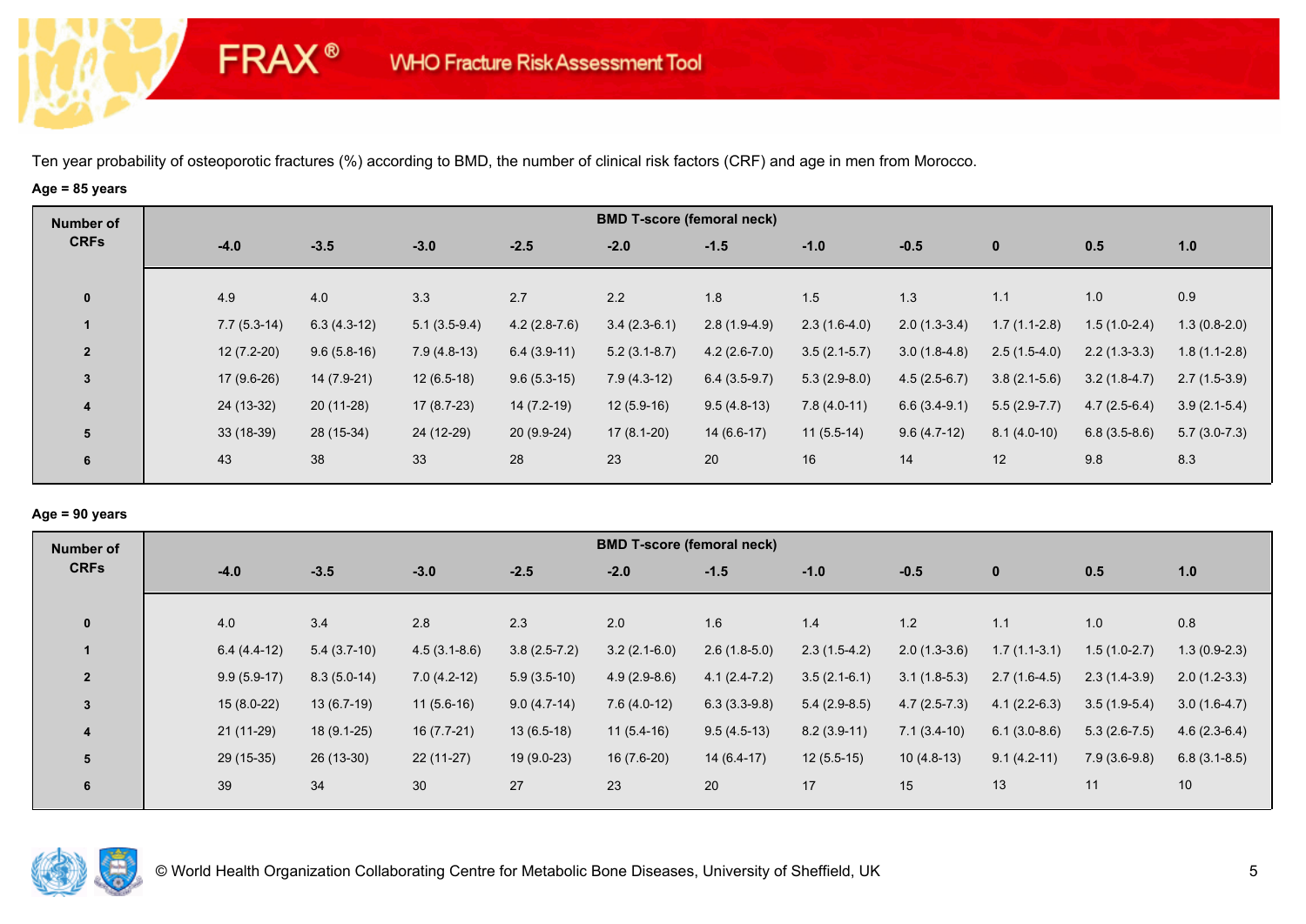FRAX® WHO Fracture Risk Assessment Tool

Ten year probability of osteoporotic fractures (%) according to BMD, the number of clinical risk factors (CRF) and age in men from Morocco.

**Age = 85 years**

| Number of CRFs | BMD T-score (femoral neck) | | | | | | | | | | |
|---|---|---|---|---|---|---|---|---|---|---|---|
| | -4.0 | -3.5 | -3.0 | -2.5 | -2.0 | -1.5 | -1.0 | -0.5 | 0 | 0.5 | 1.0 |
| 0 | 4.9 | 4.0 | 3.3 | 2.7 | 2.2 | 1.8 | 1.5 | 1.3 | 1.1 | 1.0 | 0.9 |
| 1 | 7.7 (5.3-14) | 6.3 (4.3-12) | 5.1 (3.5-9.4) | 4.2 (2.8-7.6) | 3.4 (2.3-6.1) | 2.8 (1.9-4.9) | 2.3 (1.6-4.0) | 2.0 (1.3-3.4) | 1.7 (1.1-2.8) | 1.5 (1.0-2.4) | 1.3 (0.8-2.0) |
| 2 | 12 (7.2-20) | 9.6 (5.8-16) | 7.9 (4.8-13) | 6.4 (3.9-11) | 5.2 (3.1-8.7) | 4.2 (2.6-7.0) | 3.5 (2.1-5.7) | 3.0 (1.8-4.8) | 2.5 (1.5-4.0) | 2.2 (1.3-3.3) | 1.8 (1.1-2.8) |
| 3 | 17 (9.6-26) | 14 (7.9-21) | 12 (6.5-18) | 9.6 (5.3-15) | 7.9 (4.3-12) | 6.4 (3.5-9.7) | 5.3 (2.9-8.0) | 4.5 (2.5-6.7) | 3.8 (2.1-5.6) | 3.2 (1.8-4.7) | 2.7 (1.5-3.9) |
| 4 | 24 (13-32) | 20 (11-28) | 17 (8.7-23) | 14 (7.2-19) | 12 (5.9-16) | 9.5 (4.8-13) | 7.8 (4.0-11) | 6.6 (3.4-9.1) | 5.5 (2.9-7.7) | 4.7 (2.5-6.4) | 3.9 (2.1-5.4) |
| 5 | 33 (18-39) | 28 (15-34) | 24 (12-29) | 20 (9.9-24) | 17 (8.1-20) | 14 (6.6-17) | 11 (5.5-14) | 9.6 (4.7-12) | 8.1 (4.0-10) | 6.8 (3.5-8.6) | 5.7 (3.0-7.3) |
| 6 | 43 | 38 | 33 | 28 | 23 | 20 | 16 | 14 | 12 | 9.8 | 8.3 |

**Age = 90 years**

| Number of CRFs | BMD T-score (femoral neck) | | | | | | | | | | |
|---|---|---|---|---|---|---|---|---|---|---|---|
| | -4.0 | -3.5 | -3.0 | -2.5 | -2.0 | -1.5 | -1.0 | -0.5 | 0 | 0.5 | 1.0 |
| 0 | 4.0 | 3.4 | 2.8 | 2.3 | 2.0 | 1.6 | 1.4 | 1.2 | 1.1 | 1.0 | 0.8 |
| 1 | 6.4 (4.4-12) | 5.4 (3.7-10) | 4.5 (3.1-8.6) | 3.8 (2.5-7.2) | 3.2 (2.1-6.0) | 2.6 (1.8-5.0) | 2.3 (1.5-4.2) | 2.0 (1.3-3.6) | 1.7 (1.1-3.1) | 1.5 (1.0-2.7) | 1.3 (0.9-2.3) |
| 2 | 9.9 (5.9-17) | 8.3 (5.0-14) | 7.0 (4.2-12) | 5.9 (3.5-10) | 4.9 (2.9-8.6) | 4.1 (2.4-7.2) | 3.5 (2.1-6.1) | 3.1 (1.8-5.3) | 2.7 (1.6-4.5) | 2.3 (1.4-3.9) | 2.0 (1.2-3.3) |
| 3 | 15 (8.0-22) | 13 (6.7-19) | 11 (5.6-16) | 9.0 (4.7-14) | 7.6 (4.0-12) | 6.3 (3.3-9.8) | 5.4 (2.9-8.5) | 4.7 (2.5-7.3) | 4.1 (2.2-6.3) | 3.5 (1.9-5.4) | 3.0 (1.6-4.7) |
| 4 | 21 (11-29) | 18 (9.1-25) | 16 (7.7-21) | 13 (6.5-18) | 11 (5.4-16) | 9.5 (4.5-13) | 8.2 (3.9-11) | 7.1 (3.4-10) | 6.1 (3.0-8.6) | 5.3 (2.6-7.5) | 4.6 (2.3-6.4) |
| 5 | 29 (15-35) | 26 (13-30) | 22 (11-27) | 19 (9.0-23) | 16 (7.6-20) | 14 (6.4-17) | 12 (5.5-15) | 10 (4.8-13) | 9.1 (4.2-11) | 7.9 (3.6-9.8) | 6.8 (3.1-8.5) |
| 6 | 39 | 34 | 30 | 27 | 23 | 20 | 17 | 15 | 13 | 11 | 10 |

© World Health Organization Collaborating Centre for Metabolic Bone Diseases, University of Sheffield, UK